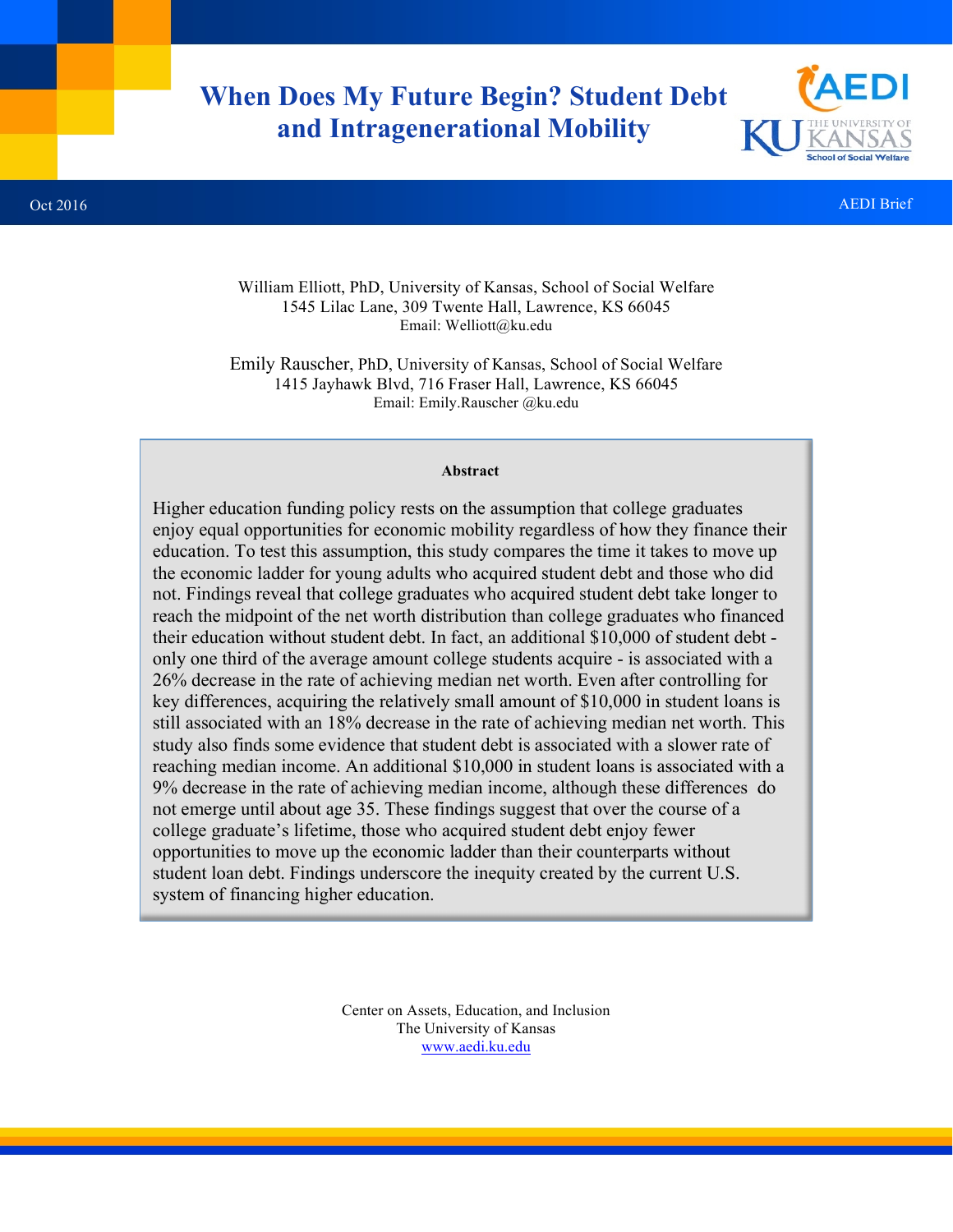# When Does My Future Begin? Student Debt and Intragenerational Mobility

Oct 2016

AEDI Brief

William Elliott, PhD, University of Kansas, School of Social Welfare
1545 Lilac Lane, 309 Twente Hall, Lawrence, KS 66045
Email: Welliott@ku.edu

Emily Rauscher, PhD, University of Kansas, School of Social Welfare
1415 Jayhawk Blvd, 716 Fraser Hall, Lawrence, KS 66045
Email: Emily.Rauscher @ku.edu

**Abstract**

Higher education funding policy rests on the assumption that college graduates enjoy equal opportunities for economic mobility regardless of how they finance their education. To test this assumption, this study compares the time it takes to move up the economic ladder for young adults who acquired student debt and those who did not. Findings reveal that college graduates who acquired student debt take longer to reach the midpoint of the net worth distribution than college graduates who financed their education without student debt. In fact, an additional $10,000 of student debt - only one third of the average amount college students acquire - is associated with a 26% decrease in the rate of achieving median net worth. Even after controlling for key differences, acquiring the relatively small amount of $10,000 in student loans is still associated with an 18% decrease in the rate of achieving median net worth. This study also finds some evidence that student debt is associated with a slower rate of reaching median income. An additional $10,000 in student loans is associated with a 9% decrease in the rate of achieving median income, although these differences do not emerge until about age 35. These findings suggest that over the course of a college graduate's lifetime, those who acquired student debt enjoy fewer opportunities to move up the economic ladder than their counterparts without student loan debt. Findings underscore the inequity created by the current U.S. system of financing higher education.

Center on Assets, Education, and Inclusion
The University of Kansas
www.aedi.ku.edu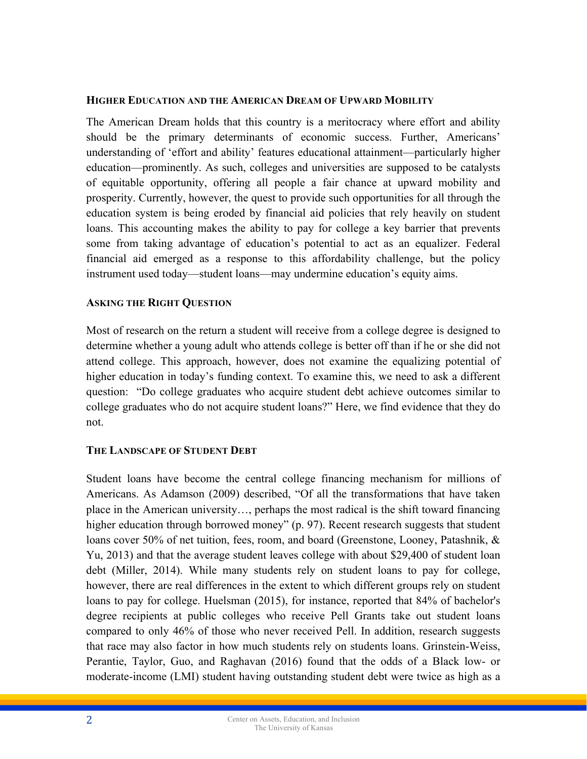## Higher Education and the American Dream of Upward Mobility

The American Dream holds that this country is a meritocracy where effort and ability should be the primary determinants of economic success. Further, Americans' understanding of 'effort and ability' features educational attainment—particularly higher education—prominently. As such, colleges and universities are supposed to be catalysts of equitable opportunity, offering all people a fair chance at upward mobility and prosperity. Currently, however, the quest to provide such opportunities for all through the education system is being eroded by financial aid policies that rely heavily on student loans. This accounting makes the ability to pay for college a key barrier that prevents some from taking advantage of education's potential to act as an equalizer. Federal financial aid emerged as a response to this affordability challenge, but the policy instrument used today—student loans—may undermine education's equity aims.

## Asking the Right Question

Most of research on the return a student will receive from a college degree is designed to determine whether a young adult who attends college is better off than if he or she did not attend college. This approach, however, does not examine the equalizing potential of higher education in today's funding context. To examine this, we need to ask a different question: "Do college graduates who acquire student debt achieve outcomes similar to college graduates who do not acquire student loans?" Here, we find evidence that they do not.

## The Landscape of Student Debt

Student loans have become the central college financing mechanism for millions of Americans. As Adamson (2009) described, "Of all the transformations that have taken place in the American university…, perhaps the most radical is the shift toward financing higher education through borrowed money" (p. 97). Recent research suggests that student loans cover 50% of net tuition, fees, room, and board (Greenstone, Looney, Patashnik, & Yu, 2013) and that the average student leaves college with about $29,400 of student loan debt (Miller, 2014). While many students rely on student loans to pay for college, however, there are real differences in the extent to which different groups rely on student loans to pay for college. Huelsman (2015), for instance, reported that 84% of bachelor's degree recipients at public colleges who receive Pell Grants take out student loans compared to only 46% of those who never received Pell. In addition, research suggests that race may also factor in how much students rely on students loans. Grinstein-Weiss, Perantie, Taylor, Guo, and Raghavan (2016) found that the odds of a Black low- or moderate-income (LMI) student having outstanding student debt were twice as high as a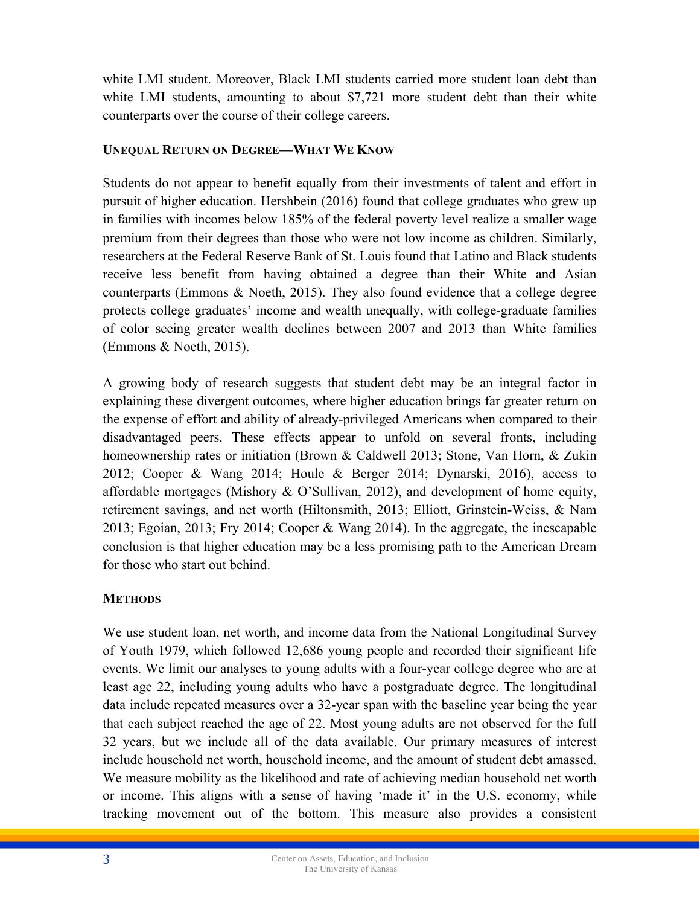white LMI student. Moreover, Black LMI students carried more student loan debt than white LMI students, amounting to about $7,721 more student debt than their white counterparts over the course of their college careers.

### Unequal Return on Degree—What We Know

Students do not appear to benefit equally from their investments of talent and effort in pursuit of higher education. Hershbein (2016) found that college graduates who grew up in families with incomes below 185% of the federal poverty level realize a smaller wage premium from their degrees than those who were not low income as children. Similarly, researchers at the Federal Reserve Bank of St. Louis found that Latino and Black students receive less benefit from having obtained a degree than their White and Asian counterparts (Emmons & Noeth, 2015). They also found evidence that a college degree protects college graduates' income and wealth unequally, with college-graduate families of color seeing greater wealth declines between 2007 and 2013 than White families (Emmons & Noeth, 2015).

A growing body of research suggests that student debt may be an integral factor in explaining these divergent outcomes, where higher education brings far greater return on the expense of effort and ability of already-privileged Americans when compared to their disadvantaged peers. These effects appear to unfold on several fronts, including homeownership rates or initiation (Brown & Caldwell 2013; Stone, Van Horn, & Zukin 2012; Cooper & Wang 2014; Houle & Berger 2014; Dynarski, 2016), access to affordable mortgages (Mishory & O'Sullivan, 2012), and development of home equity, retirement savings, and net worth (Hiltonsmith, 2013; Elliott, Grinstein-Weiss, & Nam 2013; Egoian, 2013; Fry 2014; Cooper & Wang 2014). In the aggregate, the inescapable conclusion is that higher education may be a less promising path to the American Dream for those who start out behind.

### Methods

We use student loan, net worth, and income data from the National Longitudinal Survey of Youth 1979, which followed 12,686 young people and recorded their significant life events. We limit our analyses to young adults with a four-year college degree who are at least age 22, including young adults who have a postgraduate degree. The longitudinal data include repeated measures over a 32-year span with the baseline year being the year that each subject reached the age of 22. Most young adults are not observed for the full 32 years, but we include all of the data available. Our primary measures of interest include household net worth, household income, and the amount of student debt amassed. We measure mobility as the likelihood and rate of achieving median household net worth or income. This aligns with a sense of having 'made it' in the U.S. economy, while tracking movement out of the bottom. This measure also provides a consistent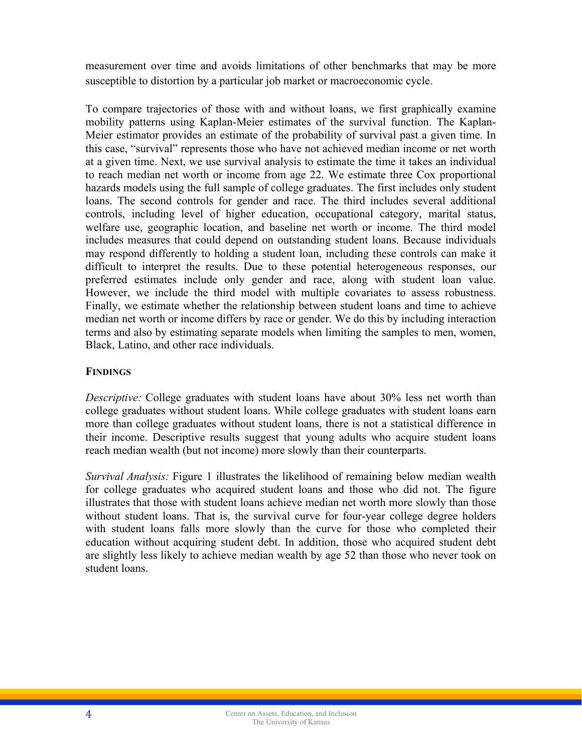measurement over time and avoids limitations of other benchmarks that may be more susceptible to distortion by a particular job market or macroeconomic cycle.

To compare trajectories of those with and without loans, we first graphically examine mobility patterns using Kaplan-Meier estimates of the survival function. The Kaplan-Meier estimator provides an estimate of the probability of survival past a given time. In this case, "survival" represents those who have not achieved median income or net worth at a given time. Next, we use survival analysis to estimate the time it takes an individual to reach median net worth or income from age 22. We estimate three Cox proportional hazards models using the full sample of college graduates. The first includes only student loans. The second controls for gender and race. The third includes several additional controls, including level of higher education, occupational category, marital status, welfare use, geographic location, and baseline net worth or income. The third model includes measures that could depend on outstanding student loans. Because individuals may respond differently to holding a student loan, including these controls can make it difficult to interpret the results. Due to these potential heterogeneous responses, our preferred estimates include only gender and race, along with student loan value. However, we include the third model with multiple covariates to assess robustness. Finally, we estimate whether the relationship between student loans and time to achieve median net worth or income differs by race or gender. We do this by including interaction terms and also by estimating separate models when limiting the samples to men, women, Black, Latino, and other race individuals.

## FINDINGS

*Descriptive:* College graduates with student loans have about 30% less net worth than college graduates without student loans. While college graduates with student loans earn more than college graduates without student loans, there is not a statistical difference in their income. Descriptive results suggest that young adults who acquire student loans reach median wealth (but not income) more slowly than their counterparts.

*Survival Analysis:* Figure 1 illustrates the likelihood of remaining below median wealth for college graduates who acquired student loans and those who did not. The figure illustrates that those with student loans achieve median net worth more slowly than those without student loans. That is, the survival curve for four-year college degree holders with student loans falls more slowly than the curve for those who completed their education without acquiring student debt. In addition, those who acquired student debt are slightly less likely to achieve median wealth by age 52 than those who never took on student loans.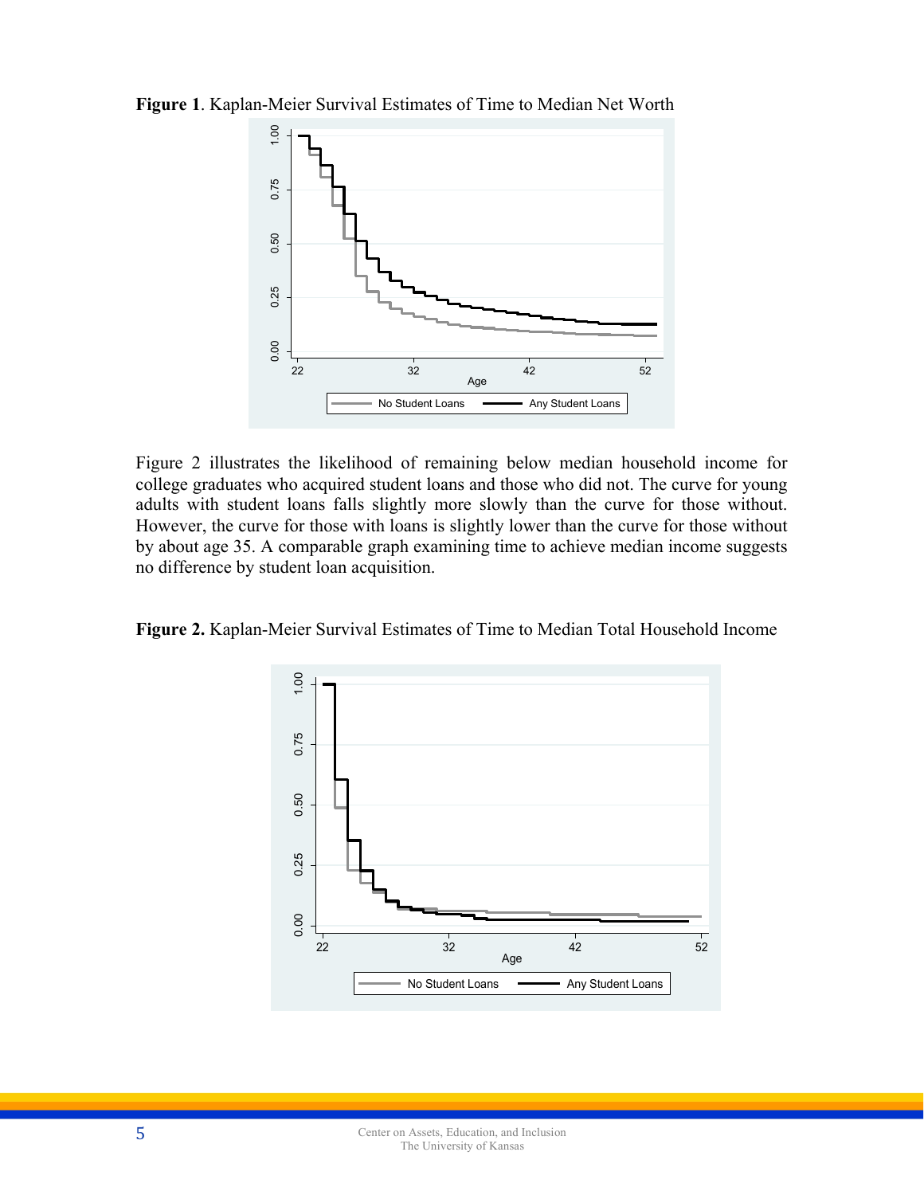**Figure 1**. Kaplan-Meier Survival Estimates of Time to Median Net Worth

Figure 2 illustrates the likelihood of remaining below median household income for college graduates who acquired student loans and those who did not. The curve for young adults with student loans falls slightly more slowly than the curve for those without. However, the curve for those with loans is slightly lower than the curve for those without by about age 35. A comparable graph examining time to achieve median income suggests no difference by student loan acquisition.

**Figure 2.** Kaplan-Meier Survival Estimates of Time to Median Total Household Income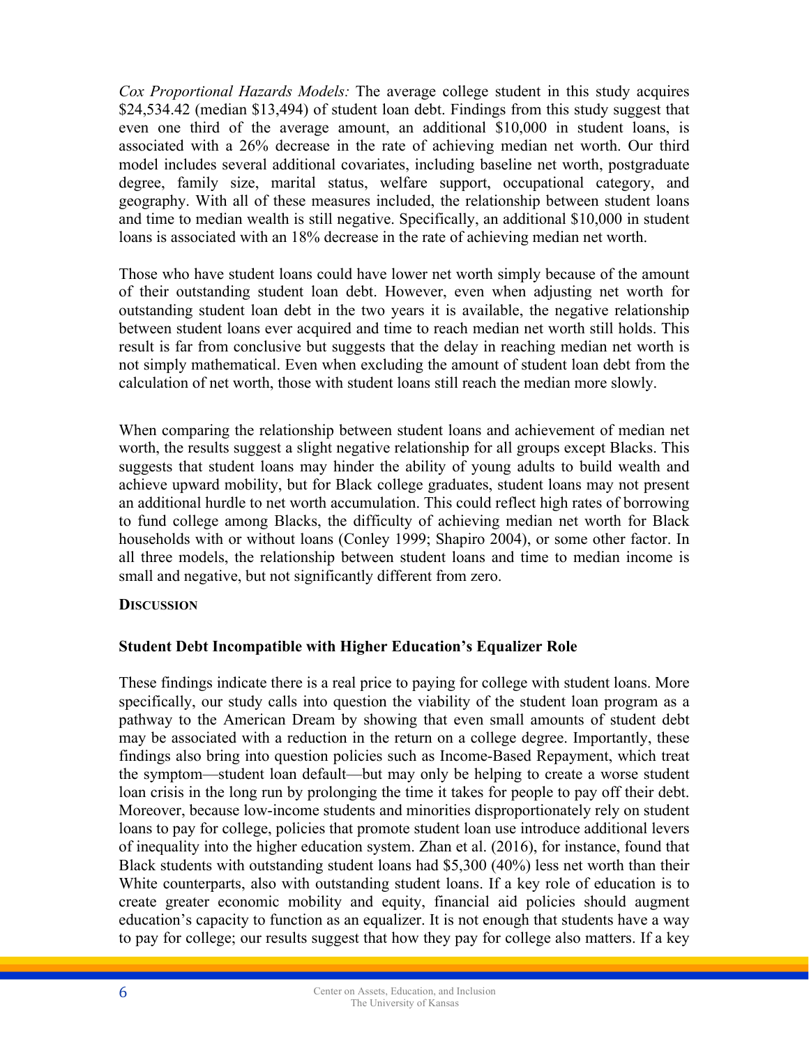*Cox Proportional Hazards Models:* The average college student in this study acquires $24,534.42 (median $13,494) of student loan debt. Findings from this study suggest that even one third of the average amount, an additional $10,000 in student loans, is associated with a 26% decrease in the rate of achieving median net worth. Our third model includes several additional covariates, including baseline net worth, postgraduate degree, family size, marital status, welfare support, occupational category, and geography. With all of these measures included, the relationship between student loans and time to median wealth is still negative. Specifically, an additional $10,000 in student loans is associated with an 18% decrease in the rate of achieving median net worth.

Those who have student loans could have lower net worth simply because of the amount of their outstanding student loan debt. However, even when adjusting net worth for outstanding student loan debt in the two years it is available, the negative relationship between student loans ever acquired and time to reach median net worth still holds. This result is far from conclusive but suggests that the delay in reaching median net worth is not simply mathematical. Even when excluding the amount of student loan debt from the calculation of net worth, those with student loans still reach the median more slowly.

When comparing the relationship between student loans and achievement of median net worth, the results suggest a slight negative relationship for all groups except Blacks. This suggests that student loans may hinder the ability of young adults to build wealth and achieve upward mobility, but for Black college graduates, student loans may not present an additional hurdle to net worth accumulation. This could reflect high rates of borrowing to fund college among Blacks, the difficulty of achieving median net worth for Black households with or without loans (Conley 1999; Shapiro 2004), or some other factor. In all three models, the relationship between student loans and time to median income is small and negative, but not significantly different from zero.

## Discussion

### Student Debt Incompatible with Higher Education's Equalizer Role

These findings indicate there is a real price to paying for college with student loans. More specifically, our study calls into question the viability of the student loan program as a pathway to the American Dream by showing that even small amounts of student debt may be associated with a reduction in the return on a college degree. Importantly, these findings also bring into question policies such as Income-Based Repayment, which treat the symptom—student loan default—but may only be helping to create a worse student loan crisis in the long run by prolonging the time it takes for people to pay off their debt. Moreover, because low-income students and minorities disproportionately rely on student loans to pay for college, policies that promote student loan use introduce additional levers of inequality into the higher education system. Zhan et al. (2016), for instance, found that Black students with outstanding student loans had $5,300 (40%) less net worth than their White counterparts, also with outstanding student loans. If a key role of education is to create greater economic mobility and equity, financial aid policies should augment education's capacity to function as an equalizer. It is not enough that students have a way to pay for college; our results suggest that how they pay for college also matters. If a key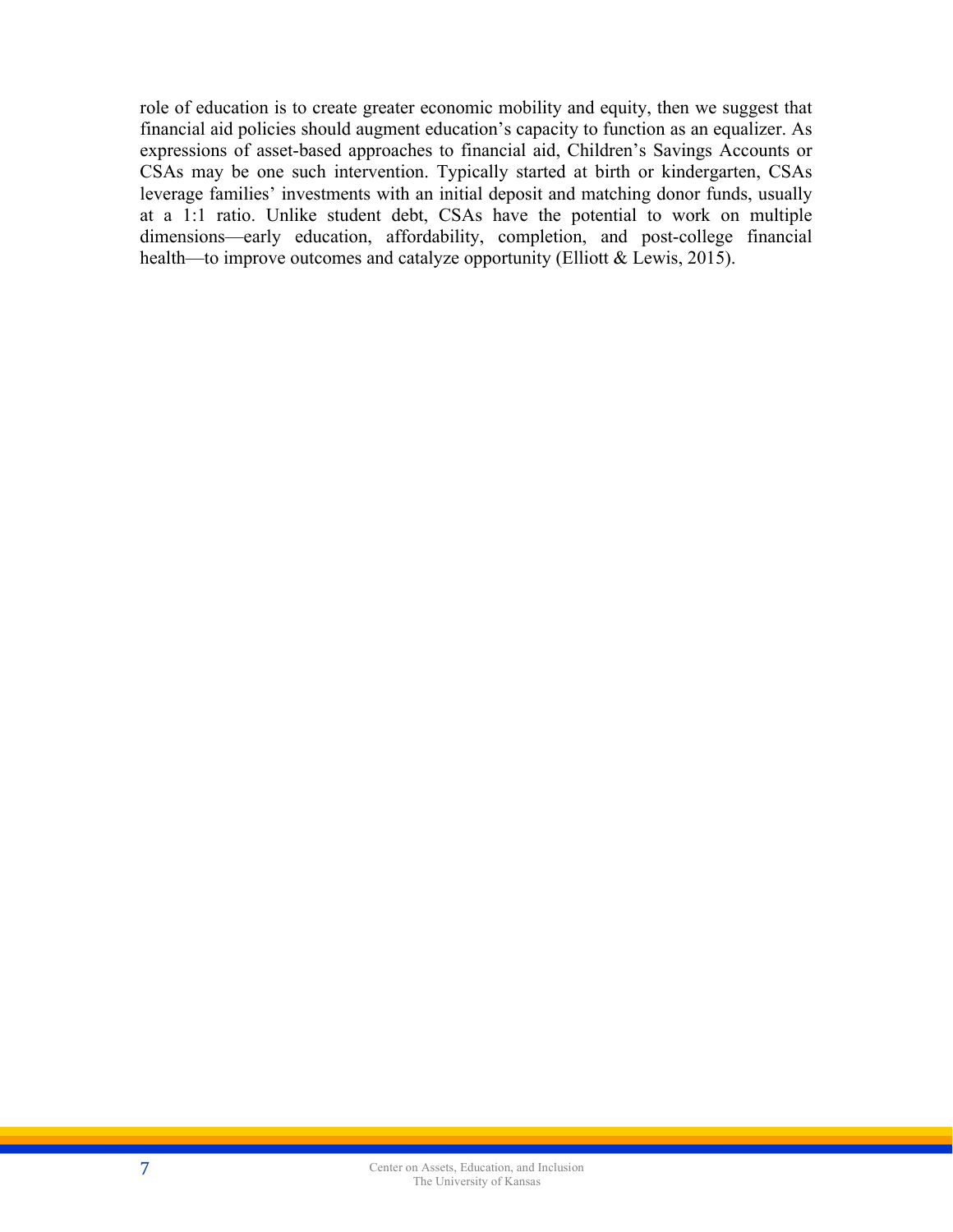role of education is to create greater economic mobility and equity, then we suggest that financial aid policies should augment education's capacity to function as an equalizer. As expressions of asset-based approaches to financial aid, Children's Savings Accounts or CSAs may be one such intervention. Typically started at birth or kindergarten, CSAs leverage families' investments with an initial deposit and matching donor funds, usually at a 1:1 ratio. Unlike student debt, CSAs have the potential to work on multiple dimensions—early education, affordability, completion, and post-college financial health—to improve outcomes and catalyze opportunity (Elliott & Lewis, 2015).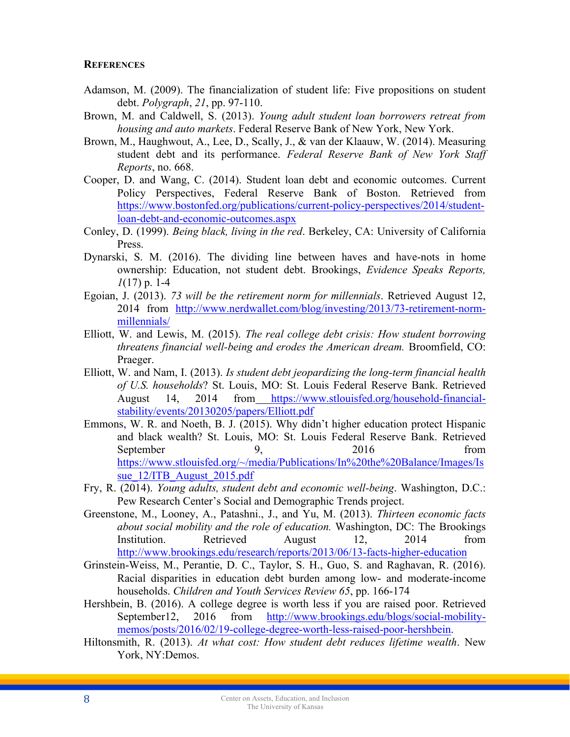## References

Adamson, M. (2009). The financialization of student life: Five propositions on student debt. *Polygraph*, *21*, pp. 97-110.

Brown, M. and Caldwell, S. (2013). *Young adult student loan borrowers retreat from housing and auto markets*. Federal Reserve Bank of New York, New York.

Brown, M., Haughwout, A., Lee, D., Scally, J., & van der Klaauw, W. (2014). Measuring student debt and its performance. *Federal Reserve Bank of New York Staff Reports*, no. 668.

Cooper, D. and Wang, C. (2014). Student loan debt and economic outcomes. Current Policy Perspectives, Federal Reserve Bank of Boston. Retrieved from https://www.bostonfed.org/publications/current-policy-perspectives/2014/student-loan-debt-and-economic-outcomes.aspx

Conley, D. (1999). *Being black, living in the red*. Berkeley, CA: University of California Press.

Dynarski, S. M. (2016). The dividing line between haves and have-nots in home ownership: Education, not student debt. Brookings, *Evidence Speaks Reports, 1*(17) p. 1-4

Egoian, J. (2013). *73 will be the retirement norm for millennials*. Retrieved August 12, 2014 from http://www.nerdwallet.com/blog/investing/2013/73-retirement-norm-millennials/

Elliott, W. and Lewis, M. (2015). *The real college debt crisis: How student borrowing threatens financial well-being and erodes the American dream.* Broomfield, CO: Praeger.

Elliott, W. and Nam, I. (2013). *Is student debt jeopardizing the long-term financial health of U.S. households*? St. Louis, MO: St. Louis Federal Reserve Bank. Retrieved August 14, 2014 from https://www.stlouisfed.org/household-financial-stability/events/20130205/papers/Elliott.pdf

Emmons, W. R. and Noeth, B. J. (2015). Why didn't higher education protect Hispanic and black wealth? St. Louis, MO: St. Louis Federal Reserve Bank. Retrieved September 9, 2016 from https://www.stlouisfed.org/~/media/Publications/In%20the%20Balance/Images/Issue_12/ITB_August_2015.pdf

Fry, R. (2014). *Young adults, student debt and economic well-being*. Washington, D.C.: Pew Research Center's Social and Demographic Trends project.

Greenstone, M., Looney, A., Patashni., J., and Yu, M. (2013). *Thirteen economic facts about social mobility and the role of education.* Washington, DC: The Brookings Institution. Retrieved August 12, 2014 from http://www.brookings.edu/research/reports/2013/06/13-facts-higher-education

Grinstein-Weiss, M., Perantie, D. C., Taylor, S. H., Guo, S. and Raghavan, R. (2016). Racial disparities in education debt burden among low- and moderate-income households. *Children and Youth Services Review 65*, pp. 166-174

Hershbein, B. (2016). A college degree is worth less if you are raised poor. Retrieved September12, 2016 from http://www.brookings.edu/blogs/social-mobility-memos/posts/2016/02/19-college-degree-worth-less-raised-poor-hershbein.

Hiltonsmith, R. (2013). *At what cost: How student debt reduces lifetime wealth*. New York, NY:Demos.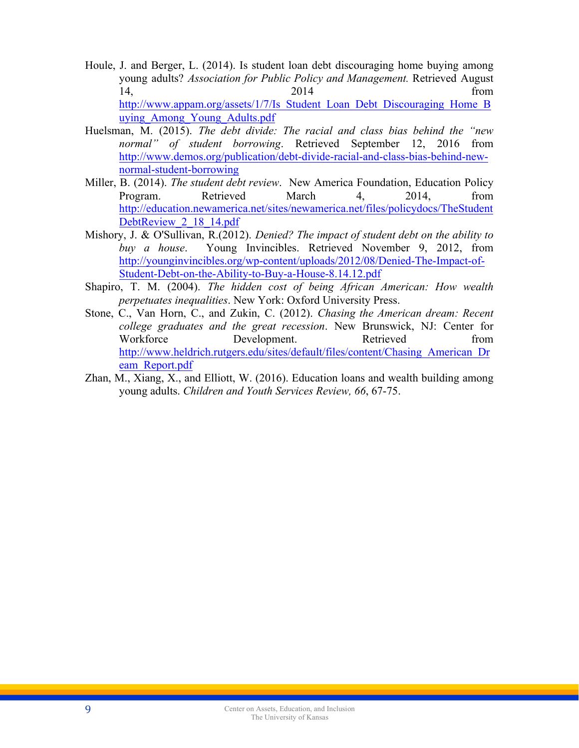Houle, J. and Berger, L. (2014). Is student loan debt discouraging home buying among young adults? *Association for Public Policy and Management.* Retrieved August 14, 2014 from http://www.appam.org/assets/1/7/Is_Student_Loan_Debt_Discouraging_Home_Buying_Among_Young_Adults.pdf

Huelsman, M. (2015). *The debt divide: The racial and class bias behind the "new normal" of student borrowing*. Retrieved September 12, 2016 from http://www.demos.org/publication/debt-divide-racial-and-class-bias-behind-new-normal-student-borrowing

Miller, B. (2014). *The student debt review*. New America Foundation, Education Policy Program. Retrieved March 4, 2014, from http://education.newamerica.net/sites/newamerica.net/files/policydocs/TheStudentDebtReview_2_18_14.pdf

Mishory, J. & O'Sullivan, R.(2012). *Denied? The impact of student debt on the ability to buy a house*. Young Invincibles. Retrieved November 9, 2012, from http://younginvincibles.org/wp-content/uploads/2012/08/Denied-The-Impact-of-Student-Debt-on-the-Ability-to-Buy-a-House-8.14.12.pdf

Shapiro, T. M. (2004). *The hidden cost of being African American: How wealth perpetuates inequalities*. New York: Oxford University Press.

Stone, C., Van Horn, C., and Zukin, C. (2012). *Chasing the American dream: Recent college graduates and the great recession*. New Brunswick, NJ: Center for Workforce Development. Retrieved from http://www.heldrich.rutgers.edu/sites/default/files/content/Chasing_American_Dream_Report.pdf

Zhan, M., Xiang, X., and Elliott, W. (2016). Education loans and wealth building among young adults. *Children and Youth Services Review, 66*, 67-75.